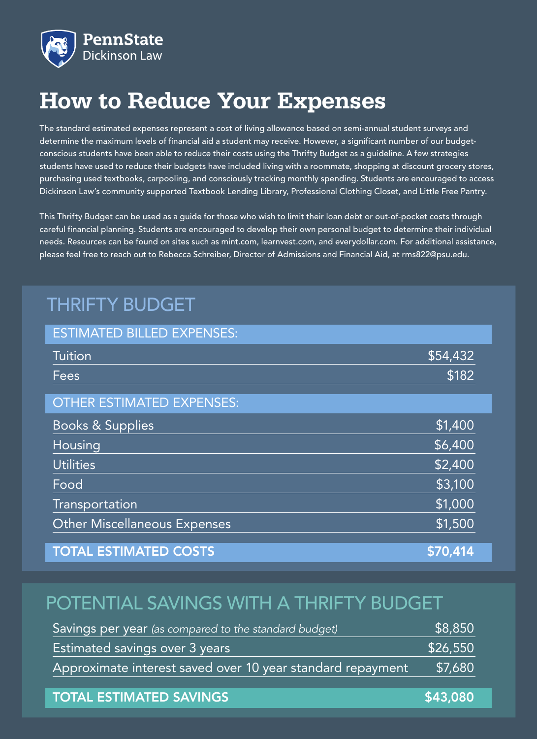PennState
Dickinson Law

# How to Reduce Your Expenses

The standard estimated expenses represent a cost of living allowance based on semi-annual student surveys and determine the maximum levels of financial aid a student may receive. However, a significant number of our budget-conscious students have been able to reduce their costs using the Thrifty Budget as a guideline. A few strategies students have used to reduce their budgets have included living with a roommate, shopping at discount grocery stores, purchasing used textbooks, carpooling, and consciously tracking monthly spending. Students are encouraged to access Dickinson Law's community supported Textbook Lending Library, Professional Clothing Closet, and Little Free Pantry.

This Thrifty Budget can be used as a guide for those who wish to limit their loan debt or out-of-pocket costs through careful financial planning. Students are encouraged to develop their own personal budget to determine their individual needs. Resources can be found on sites such as mint.com, learnvest.com, and everydollar.com. For additional assistance, please feel free to reach out to Rebecca Schreiber, Director of Admissions and Financial Aid, at rms822@psu.edu.

## THRIFTY BUDGET

| ESTIMATED BILLED EXPENSES: | |
|---|---|
| Tuition | $54,432 |
| Fees | $182 |
| **OTHER ESTIMATED EXPENSES:** | |
| Books & Supplies | $1,400 |
| Housing | $6,400 |
| Utilities | $2,400 |
| Food | $3,100 |
| Transportation | $1,000 |
| Other Miscellaneous Expenses | $1,500 |
| **TOTAL ESTIMATED COSTS** | **$70,414** |

## POTENTIAL SAVINGS WITH A THRIFTY BUDGET

| Item | Amount |
|---|---|
| Savings per year *(as compared to the standard budget)* | $8,850 |
| Estimated savings over 3 years | $26,550 |
| Approximate interest saved over 10 year standard repayment | $7,680 |
| **TOTAL ESTIMATED SAVINGS** | **$43,080** |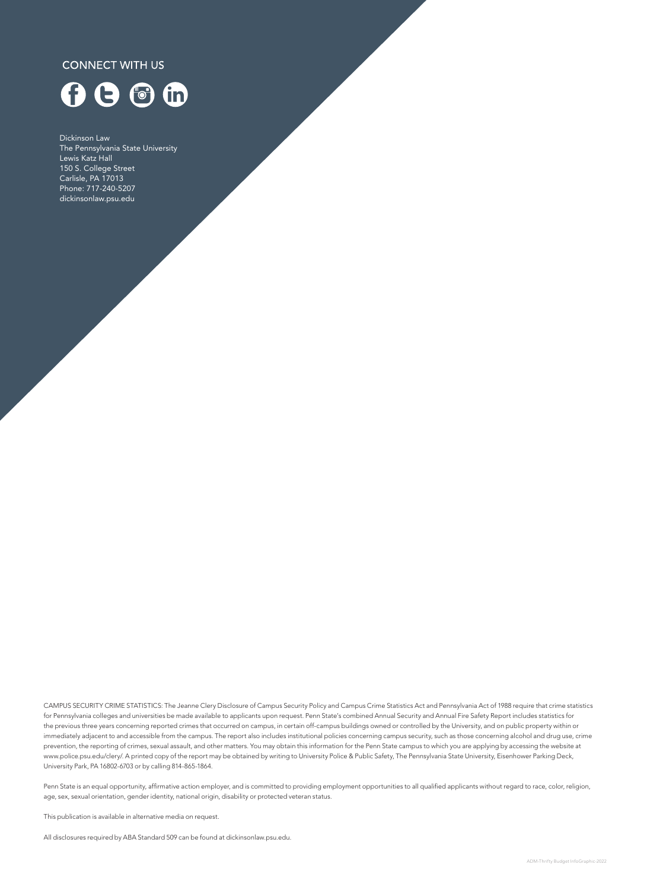## CONNECT WITH US

Dickinson Law
The Pennsylvania State University
Lewis Katz Hall
150 S. College Street
Carlisle, PA 17013
Phone: 717-240-5207
dickinsonlaw.psu.edu

CAMPUS SECURITY CRIME STATISTICS: The Jeanne Clery Disclosure of Campus Security Policy and Campus Crime Statistics Act and Pennsylvania Act of 1988 require that crime statistics for Pennsylvania colleges and universities be made available to applicants upon request. Penn State's combined Annual Security and Annual Fire Safety Report includes statistics for the previous three years concerning reported crimes that occurred on campus, in certain off-campus buildings owned or controlled by the University, and on public property within or immediately adjacent to and accessible from the campus. The report also includes institutional policies concerning campus security, such as those concerning alcohol and drug use, crime prevention, the reporting of crimes, sexual assault, and other matters. You may obtain this information for the Penn State campus to which you are applying by accessing the website at www.police.psu.edu/clery/. A printed copy of the report may be obtained by writing to University Police & Public Safety, The Pennsylvania State University, Eisenhower Parking Deck, University Park, PA 16802-6703 or by calling 814-865-1864.

Penn State is an equal opportunity, affirmative action employer, and is committed to providing employment opportunities to all qualified applicants without regard to race, color, religion, age, sex, sexual orientation, gender identity, national origin, disability or protected veteran status.

This publication is available in alternative media on request.

All disclosures required by ABA Standard 509 can be found at dickinsonlaw.psu.edu.

ADM-Thrifty Budget InfoGraphic-2022